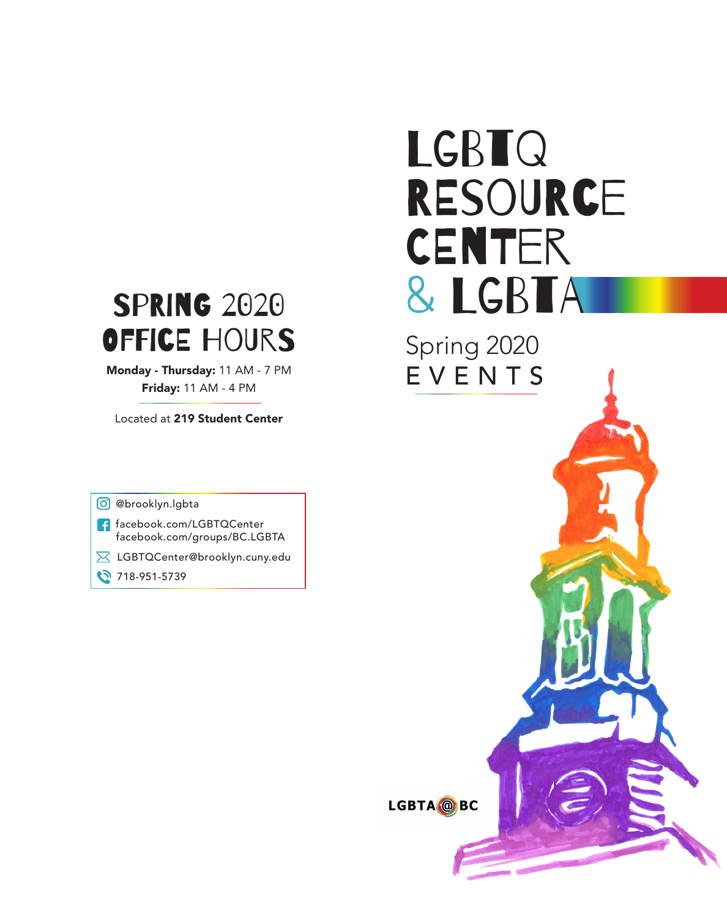# LGBTQ RESOURCE CENTER & LGBTA

## Spring 2020 EVENTS

## SPRING 2020 OFFICE HOURS

**Monday - Thursday:** 11 AM - 7 PM
**Friday:** 11 AM - 4 PM

Located at **219 Student Center**

@brooklyn.lgbta

facebook.com/LGBTQCenter
facebook.com/groups/BC.LGBTA

LGBTQCenter@brooklyn.cuny.edu

718-951-5739

LGBTA@BC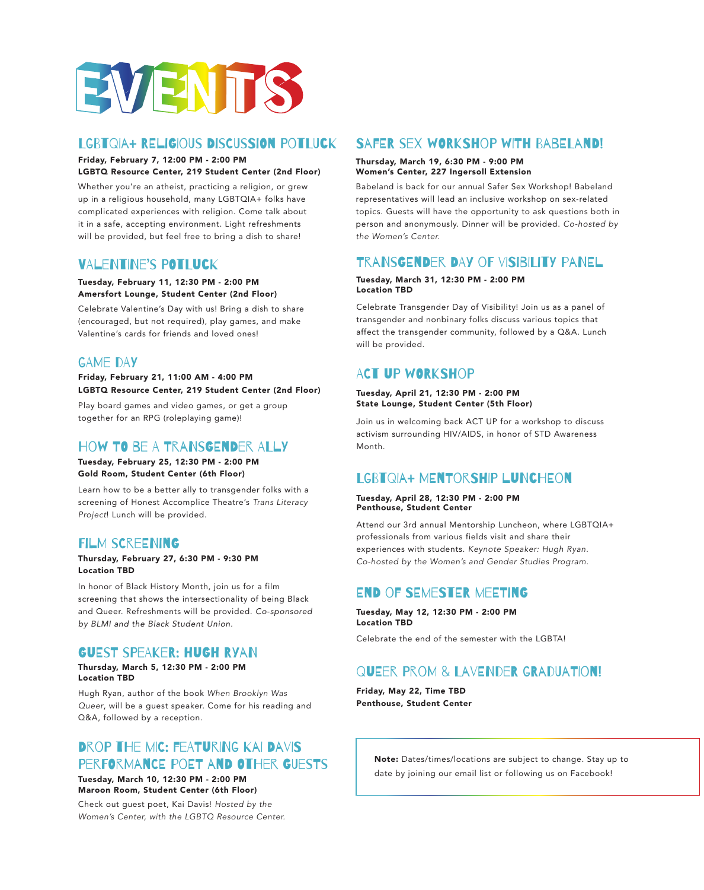# EVENTS

## LGBTQIA+ RELIGIOUS DISCUSSION POTLUCK

**Friday, February 7, 12:00 PM - 2:00 PM**
**LGBTQ Resource Center, 219 Student Center (2nd Floor)**

Whether you're an atheist, practicing a religion, or grew up in a religious household, many LGBTQIA+ folks have complicated experiences with religion. Come talk about it in a safe, accepting environment. Light refreshments will be provided, but feel free to bring a dish to share!

## VALENTINE'S POTLUCK

**Tuesday, February 11, 12:30 PM - 2:00 PM**
**Amersfort Lounge, Student Center (2nd Floor)**

Celebrate Valentine's Day with us! Bring a dish to share (encouraged, but not required), play games, and make Valentine's cards for friends and loved ones!

## GAME DAY

**Friday, February 21, 11:00 AM - 4:00 PM**
**LGBTQ Resource Center, 219 Student Center (2nd Floor)**

Play board games and video games, or get a group together for an RPG (roleplaying game)!

## HOW TO BE A TRANSGENDER ALLY

**Tuesday, February 25, 12:30 PM - 2:00 PM**
**Gold Room, Student Center (6th Floor)**

Learn how to be a better ally to transgender folks with a screening of Honest Accomplice Theatre's *Trans Literacy Project*! Lunch will be provided.

## FILM SCREENING

**Thursday, February 27, 6:30 PM - 9:30 PM**
**Location TBD**

In honor of Black History Month, join us for a film screening that shows the intersectionality of being Black and Queer. Refreshments will be provided. *Co-sponsored by BLMI and the Black Student Union.*

## GUEST SPEAKER: HUGH RYAN

**Thursday, March 5, 12:30 PM - 2:00 PM**
**Location TBD**

Hugh Ryan, author of the book *When Brooklyn Was Queer*, will be a guest speaker. Come for his reading and Q&A, followed by a reception.

## DROP THE MIC: FEATURING KAI DAVIS PERFORMANCE POET AND OTHER GUESTS

**Tuesday, March 10, 12:30 PM - 2:00 PM**
**Maroon Room, Student Center (6th Floor)**

Check out guest poet, Kai Davis! *Hosted by the Women's Center, with the LGBTQ Resource Center.*

## SAFER SEX WORKSHOP WITH BABELAND!

**Thursday, March 19, 6:30 PM - 9:00 PM**
**Women's Center, 227 Ingersoll Extension**

Babeland is back for our annual Safer Sex Workshop! Babeland representatives will lead an inclusive workshop on sex-related topics. Guests will have the opportunity to ask questions both in person and anonymously. Dinner will be provided. *Co-hosted by the Women's Center.*

## TRANSGENDER DAY OF VISIBILITY PANEL

**Tuesday, March 31, 12:30 PM - 2:00 PM**
**Location TBD**

Celebrate Transgender Day of Visibility! Join us as a panel of transgender and nonbinary folks discuss various topics that affect the transgender community, followed by a Q&A. Lunch will be provided.

## ACT UP WORKSHOP

**Tuesday, April 21, 12:30 PM - 2:00 PM**
**State Lounge, Student Center (5th Floor)**

Join us in welcoming back ACT UP for a workshop to discuss activism surrounding HIV/AIDS, in honor of STD Awareness Month.

## LGBTQIA+ MENTORSHIP LUNCHEON

**Tuesday, April 28, 12:30 PM - 2:00 PM**
**Penthouse, Student Center**

Attend our 3rd annual Mentorship Luncheon, where LGBTQIA+ professionals from various fields visit and share their experiences with students. *Keynote Speaker: Hugh Ryan. Co-hosted by the Women's and Gender Studies Program.*

## END OF SEMESTER MEETING

**Tuesday, May 12, 12:30 PM - 2:00 PM**
**Location TBD**

Celebrate the end of the semester with the LGBTA!

## QUEER PROM & LAVENDER GRADUATION!

**Friday, May 22, Time TBD**
**Penthouse, Student Center**

**Note:** Dates/times/locations are subject to change. Stay up to date by joining our email list or following us on Facebook!